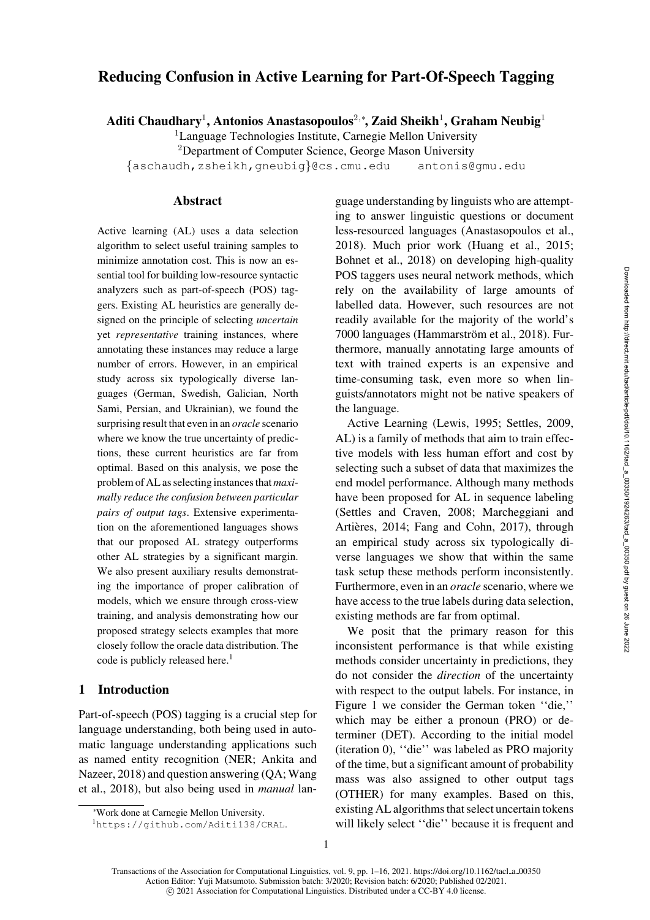# Reducing Confusion in Active Learning for Part-Of-Speech Tagging

**Aditi Chaudhary**[1], **Antonios Anastasopoulos**[2,*], **Zaid Sheikh**[1], **Graham Neubig**[1]

[1]Language Technologies Institute, Carnegie Mellon University

[2]Department of Computer Science, George Mason University

{aschaudh,zsheikh,gneubig}@cs.cmu.edu antonis@gmu.edu

## Abstract

Active learning (AL) uses a data selection algorithm to select useful training samples to minimize annotation cost. This is now an essential tool for building low-resource syntactic analyzers such as part-of-speech (POS) taggers. Existing AL heuristics are generally designed on the principle of selecting *uncertain* yet *representative* training instances, where annotating these instances may reduce a large number of errors. However, in an empirical study across six typologically diverse languages (German, Swedish, Galician, North Sami, Persian, and Ukrainian), we found the surprising result that even in an *oracle* scenario where we know the true uncertainty of predictions, these current heuristics are far from optimal. Based on this analysis, we pose the problem of AL as selecting instances that *maximally reduce the confusion between particular pairs of output tags*. Extensive experimentation on the aforementioned languages shows that our proposed AL strategy outperforms other AL strategies by a significant margin. We also present auxiliary results demonstrating the importance of proper calibration of models, which we ensure through cross-view training, and analysis demonstrating how our proposed strategy selects examples that more closely follow the oracle data distribution. The code is publicly released here.[1]

## 1 Introduction

Part-of-speech (POS) tagging is a crucial step for language understanding, both being used in automatic language understanding applications such as named entity recognition (NER; Ankita and Nazeer, 2018) and question answering (QA; Wang et al., 2018), but also being used in *manual* language understanding by linguists who are attempting to answer linguistic questions or document less-resourced languages (Anastasopoulos et al., 2018). Much prior work (Huang et al., 2015; Bohnet et al., 2018) on developing high-quality POS taggers uses neural network methods, which rely on the availability of large amounts of labelled data. However, such resources are not readily available for the majority of the world's 7000 languages (Hammarström et al., 2018). Furthermore, manually annotating large amounts of text with trained experts is an expensive and time-consuming task, even more so when linguists/annotators might not be native speakers of the language.

Active Learning (Lewis, 1995; Settles, 2009, AL) is a family of methods that aim to train effective models with less human effort and cost by selecting such a subset of data that maximizes the end model performance. Although many methods have been proposed for AL in sequence labeling (Settles and Craven, 2008; Marcheggiani and Artières, 2014; Fang and Cohn, 2017), through an empirical study across six typologically diverse languages we show that within the same task setup these methods perform inconsistently. Furthermore, even in an *oracle* scenario, where we have access to the true labels during data selection, existing methods are far from optimal.

We posit that the primary reason for this inconsistent performance is that while existing methods consider uncertainty in predictions, they do not consider the *direction* of the uncertainty with respect to the output labels. For instance, in Figure 1 we consider the German token ''die,'' which may be either a pronoun (PRO) or determiner (DET). According to the initial model (iteration 0), ''die'' was labeled as PRO majority of the time, but a significant amount of probability mass was also assigned to other output tags (OTHER) for many examples. Based on this, existing AL algorithms that select uncertain tokens will likely select ''die'' because it is frequent and

*Work done at Carnegie Mellon University.

[1]https://github.com/Aditi138/CRAL.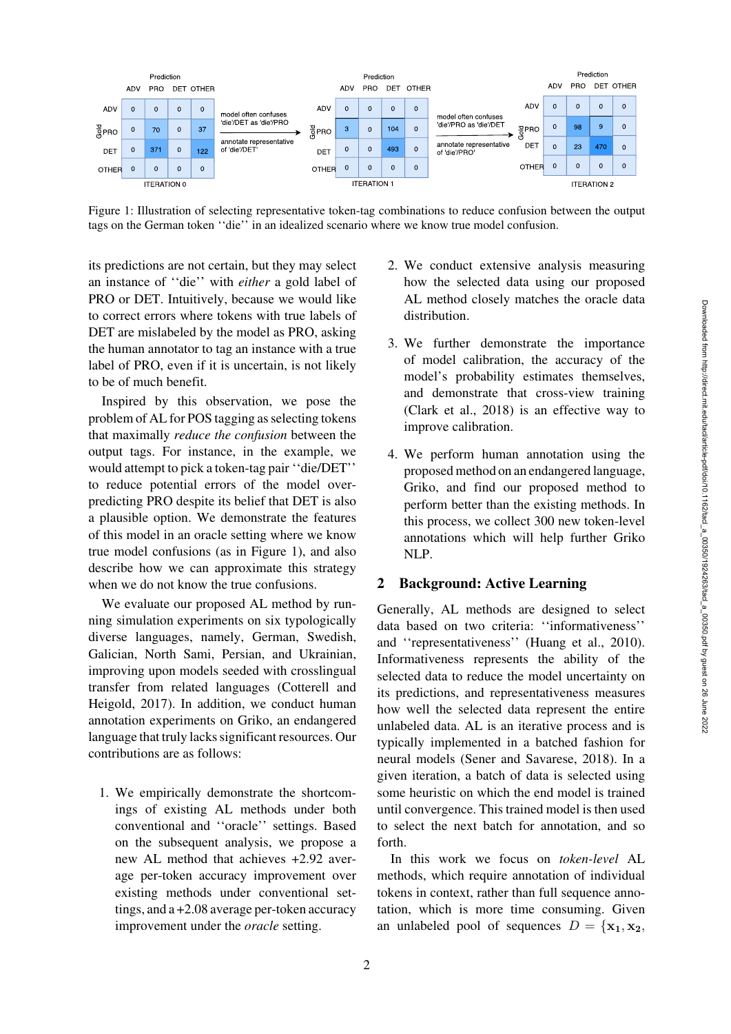| Gold \ Prediction | ADV | PRO | DET | OTHER |
|---|---|---|---|---|
| ADV | 0 | 0 | 0 | 0 |
| PRO | 0 | 70 | 0 | 37 |
| DET | 0 | 371 | 0 | 122 |
| OTHER | 0 | 0 | 0 | 0 |

ITERATION 0

model often confuses 'die'/DET as 'die'/PRO → annotate representative of 'die'/DET'

| Gold \ Prediction | ADV | PRO | DET | OTHER |
|---|---|---|---|---|
| ADV | 0 | 0 | 0 | 0 |
| PRO | 3 | 0 | 104 | 0 |
| DET | 0 | 0 | 493 | 0 |
| OTHER | 0 | 0 | 0 | 0 |

ITERATION 1

model often confuses 'die'/PRO as 'die'/DET → annotate representative of 'die'/PRO'

| Gold \ Prediction | ADV | PRO | DET | OTHER |
|---|---|---|---|---|
| ADV | 0 | 0 | 0 | 0 |
| PRO | 0 | 98 | 9 | 0 |
| DET | 0 | 23 | 470 | 0 |
| OTHER | 0 | 0 | 0 | 0 |

ITERATION 2

Figure 1: Illustration of selecting representative token-tag combinations to reduce confusion between the output tags on the German token ''die'' in an idealized scenario where we know true model confusion.

its predictions are not certain, but they may select an instance of ''die'' with *either* a gold label of PRO or DET. Intuitively, because we would like to correct errors where tokens with true labels of DET are mislabeled by the model as PRO, asking the human annotator to tag an instance with a true label of PRO, even if it is uncertain, is not likely to be of much benefit.

Inspired by this observation, we pose the problem of AL for POS tagging as selecting tokens that maximally *reduce the confusion* between the output tags. For instance, in the example, we would attempt to pick a token-tag pair ''die/DET'' to reduce potential errors of the model over-predicting PRO despite its belief that DET is also a plausible option. We demonstrate the features of this model in an oracle setting where we know true model confusions (as in Figure 1), and also describe how we can approximate this strategy when we do not know the true confusions.

We evaluate our proposed AL method by running simulation experiments on six typologically diverse languages, namely, German, Swedish, Galician, North Sami, Persian, and Ukrainian, improving upon models seeded with crosslingual transfer from related languages (Cotterell and Heigold, 2017). In addition, we conduct human annotation experiments on Griko, an endangered language that truly lacks significant resources. Our contributions are as follows:

1. We empirically demonstrate the shortcomings of existing AL methods under both conventional and ''oracle'' settings. Based on the subsequent analysis, we propose a new AL method that achieves +2.92 average per-token accuracy improvement over existing methods under conventional settings, and a +2.08 average per-token accuracy improvement under the *oracle* setting.
2. We conduct extensive analysis measuring how the selected data using our proposed AL method closely matches the oracle data distribution.
3. We further demonstrate the importance of model calibration, the accuracy of the model's probability estimates themselves, and demonstrate that cross-view training (Clark et al., 2018) is an effective way to improve calibration.
4. We perform human annotation using the proposed method on an endangered language, Griko, and find our proposed method to perform better than the existing methods. In this process, we collect 300 new token-level annotations which will help further Griko NLP.

## 2 Background: Active Learning

Generally, AL methods are designed to select data based on two criteria: ''informativeness'' and ''representativeness'' (Huang et al., 2010). Informativeness represents the ability of the selected data to reduce the model uncertainty on its predictions, and representativeness measures how well the selected data represent the entire unlabeled data. AL is an iterative process and is typically implemented in a batched fashion for neural models (Sener and Savarese, 2018). In a given iteration, a batch of data is selected using some heuristic on which the end model is trained until convergence. This trained model is then used to select the next batch for annotation, and so forth.

In this work we focus on *token-level* AL methods, which require annotation of individual tokens in context, rather than full sequence annotation, which is more time consuming. Given an unlabeled pool of sequences $D = \{\mathbf{x_1}, \mathbf{x_2},$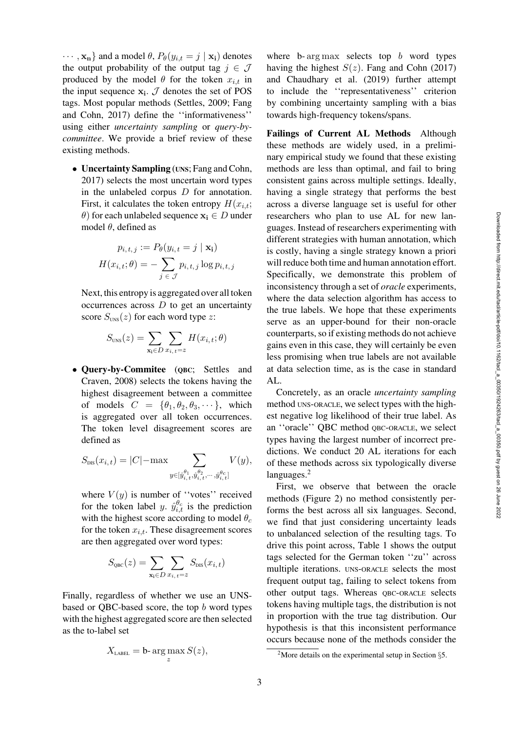$\cdots, \mathbf{x_n}\}$ and a model $\theta$, $P_\theta(y_{i,t} = j \mid \mathbf{x_i})$ denotes the output probability of the output tag $j \in \mathcal{J}$ produced by the model $\theta$ for the token $x_{i,t}$ in the input sequence $\mathbf{x_i}$. $\mathcal{J}$ denotes the set of POS tags. Most popular methods (Settles, 2009; Fang and Cohn, 2017) define the ''informativeness'' using either *uncertainty sampling* or *query-by-committee*. We provide a brief review of these existing methods.

- **Uncertainty Sampling** (UNS; Fang and Cohn, 2017) selects the most uncertain word types in the unlabeled corpus $D$ for annotation. First, it calculates the token entropy $H(x_{i,t}; \theta)$ for each unlabeled sequence $\mathbf{x_i} \in D$ under model $\theta$, defined as

$$p_{i,t,j} := P_\theta(y_{i,t} = j \mid \mathbf{x_i})$$
$$H(x_{i,t}; \theta) = -\sum_{j \in \mathcal{J}} p_{i,t,j} \log p_{i,t,j}$$

Next, this entropy is aggregated over all token occurrences across $D$ to get an uncertainty score $S_{\text{UNS}}(z)$ for each word type $z$:

$$S_{\text{UNS}}(z) = \sum_{\mathbf{x_i} \in D} \sum_{x_{i,t}=z} H(x_{i,t}; \theta)$$

- **Query-by-Commitee** (QBC; Settles and Craven, 2008) selects the tokens having the highest disagreement between a committee of models $C = \{\theta_1, \theta_2, \theta_3, \cdots\}$, which is aggregated over all token occurrences. The token level disagreement scores are defined as

$$S_{\text{DIS}}(x_{i,t}) = |C| - \max \sum_{y \in [\hat{y}^{\theta_1}_{i,t}, \hat{y}^{\theta_2}_{i,t}, \cdots, \hat{y}^{\theta_c}_{i,t}]} V(y),$$

where $V(y)$ is number of ''votes'' received for the token label $y$. $\hat{y}^{\theta_c}_{i,t}$ is the prediction with the highest score according to model $\theta_c$ for the token $x_{i,t}$. These disagreement scores are then aggregated over word types:

$$S_{\text{QBC}}(z) = \sum_{\mathbf{x_i} \in D} \sum_{x_{i,t}=z} S_{\text{DIS}}(x_{i,t})$$

Finally, regardless of whether we use an UNS-based or QBC-based score, the top $b$ word types with the highest aggregated score are then selected as the to-label set

$$X_{\text{LABEL}} = \text{b-}\arg\max_{z} S(z),$$

where b-$\arg\max$ selects top $b$ word types having the highest $S(z)$. Fang and Cohn (2017) and Chaudhary et al. (2019) further attempt to include the ''representativeness'' criterion by combining uncertainty sampling with a bias towards high-frequency tokens/spans.

**Failings of Current AL Methods** Although these methods are widely used, in a preliminary empirical study we found that these existing methods are less than optimal, and fail to bring consistent gains across multiple settings. Ideally, having a single strategy that performs the best across a diverse language set is useful for other researchers who plan to use AL for new languages. Instead of researchers experimenting with different strategies with human annotation, which is costly, having a single strategy known a priori will reduce both time and human annotation effort. Specifically, we demonstrate this problem of inconsistency through a set of *oracle* experiments, where the data selection algorithm has access to the true labels. We hope that these experiments serve as an upper-bound for their non-oracle counterparts, so if existing methods do not achieve gains even in this case, they will certainly be even less promising when true labels are not available at data selection time, as is the case in standard AL.

Concretely, as an oracle *uncertainty sampling* method UNS-ORACLE, we select types with the highest negative log likelihood of their true label. As an ''oracle'' QBC method QBC-ORACLE, we select types having the largest number of incorrect predictions. We conduct 20 AL iterations for each of these methods across six typologically diverse languages.[2]

First, we observe that between the oracle methods (Figure 2) no method consistently performs the best across all six languages. Second, we find that just considering uncertainty leads to unbalanced selection of the resulting tags. To drive this point across, Table 1 shows the output tags selected for the German token ''zu'' across multiple iterations. UNS-ORACLE selects the most frequent output tag, failing to select tokens from other output tags. Whereas QBC-ORACLE selects tokens having multiple tags, the distribution is not in proportion with the true tag distribution. Our hypothesis is that this inconsistent performance occurs because none of the methods consider the

[2]More details on the experimental setup in Section §5.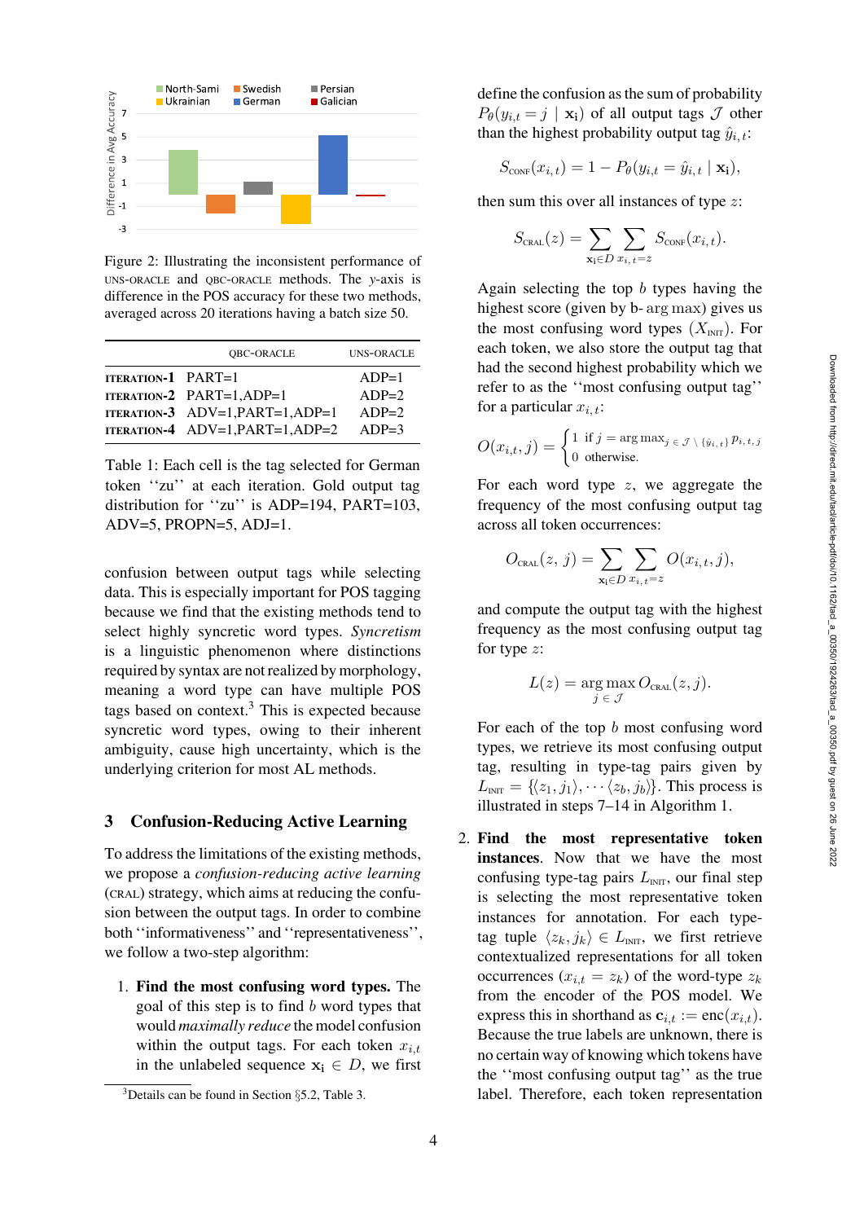Figure 2: Illustrating the inconsistent performance of UNS-ORACLE and QBC-ORACLE methods. The $y$-axis is difference in the POS accuracy for these two methods, averaged across 20 iterations having a batch size 50.

| | QBC-ORACLE | UNS-ORACLE |
|---|---|---|
| ITERATION-1 | PART=1 | ADP=1 |
| ITERATION-2 | PART=1,ADP=1 | ADP=2 |
| ITERATION-3 | ADV=1,PART=1,ADP=1 | ADP=2 |
| ITERATION-4 | ADV=1,PART=1,ADP=2 | ADP=3 |

Table 1: Each cell is the tag selected for German token ''zu'' at each iteration. Gold output tag distribution for ''zu'' is ADP=194, PART=103, ADV=5, PROPN=5, ADJ=1.

confusion between output tags while selecting data. This is especially important for POS tagging because we find that the existing methods tend to select highly syncretic word types. *Syncretism* is a linguistic phenomenon where distinctions required by syntax are not realized by morphology, meaning a word type can have multiple POS tags based on context.[3] This is expected because syncretic word types, owing to their inherent ambiguity, cause high uncertainty, which is the underlying criterion for most AL methods.

## 3 Confusion-Reducing Active Learning

To address the limitations of the existing methods, we propose a *confusion-reducing active learning* (CRAL) strategy, which aims at reducing the confusion between the output tags. In order to combine both ''informativeness'' and ''representativeness'', we follow a two-step algorithm:

1. **Find the most confusing word types.** The goal of this step is to find $b$ word types that would *maximally reduce* the model confusion within the output tags. For each token $x_{i,t}$ in the unlabeled sequence $\mathbf{x_i} \in D$, we first define the confusion as the sum of probability $P_\theta(y_{i,t} = j \mid \mathbf{x_i})$ of all output tags $\mathcal{J}$ other than the highest probability output tag $\hat{y}_{i,t}$:

$$S_{\text{CONF}}(x_{i,t}) = 1 - P_\theta(y_{i,t} = \hat{y}_{i,t} \mid \mathbf{x_i}),$$

then sum this over all instances of type $z$:

$$S_{\text{CRAL}}(z) = \sum_{\mathbf{x_i} \in D} \sum_{x_{i,t} = z} S_{\text{CONF}}(x_{i,t}).$$

Again selecting the top $b$ types having the highest score (given by b-arg max) gives us the most confusing word types ($X_{\text{INIT}}$). For each token, we also store the output tag that had the second highest probability which we refer to as the ''most confusing output tag'' for a particular $x_{i,t}$:

$$O(x_{i,t}, j) = \begin{cases} 1 & \text{if } j = \arg\max_{j \in \mathcal{J} \setminus \{\hat{y}_{i,t}\}} p_{i,t,j} \\ 0 & \text{otherwise.} \end{cases}$$

For each word type $z$, we aggregate the frequency of the most confusing output tag across all token occurrences:

$$O_{\text{CRAL}}(z, j) = \sum_{\mathbf{x_i} \in D} \sum_{x_{i,t} = z} O(x_{i,t}, j),$$

and compute the output tag with the highest frequency as the most confusing output tag for type $z$:

$$L(z) = \arg\max_{j \in \mathcal{J}} O_{\text{CRAL}}(z, j).$$

For each of the top $b$ most confusing word types, we retrieve its most confusing output tag, resulting in type-tag pairs given by $L_{\text{INIT}} = \{\langle z_1, j_1 \rangle, \cdots \langle z_b, j_b \rangle\}$. This process is illustrated in steps 7–14 in Algorithm 1.

2. **Find the most representative token instances.** Now that we have the most confusing type-tag pairs $L_{\text{INIT}}$, our final step is selecting the most representative token instances for annotation. For each type-tag tuple $\langle z_k, j_k \rangle \in L_{\text{INIT}}$, we first retrieve contextualized representations for all token occurrences $(x_{i,t} = z_k)$ of the word-type $z_k$ from the encoder of the POS model. We express this in shorthand as $\mathbf{c}_{i,t} := \text{enc}(x_{i,t})$. Because the true labels are unknown, there is no certain way of knowing which tokens have the ''most confusing output tag'' as the true label. Therefore, each token representation

[3] Details can be found in Section §5.2, Table 3.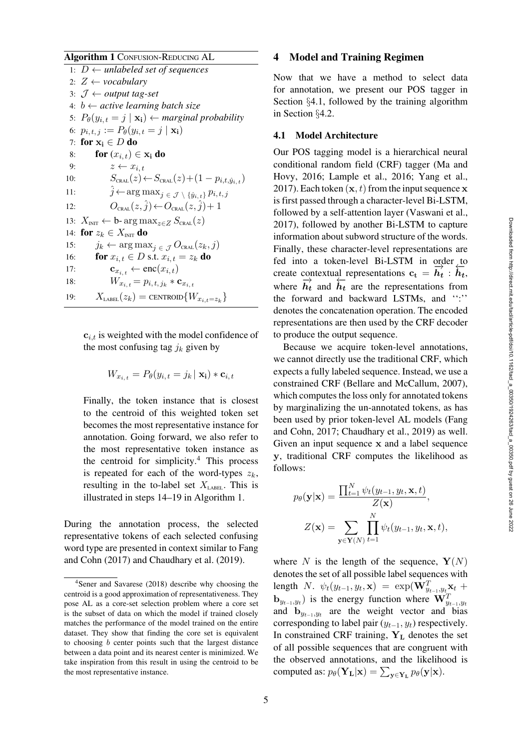**Algorithm 1** CONFUSION-REDUCING AL

```
1:  D ← unlabeled set of sequences
2:  Z ← vocabulary
3:  𝒥 ← output tag-set
4:  b ← active learning batch size
5:  P_θ(y_{i,t} = j | x_i) ← marginal probability
6:  p_{i,t,j} := P_θ(y_{i,t} = j | x_i)
7:  for x_i ∈ D do
8:      for (x_{i,t}) ∈ x_i do
9:          z ← x_{i,t}
10:         S_CRAL(z) ← S_CRAL(z) + (1 − p_{i,t,ŷ_{i,t}})
11:         ĵ ← argmax_{j ∈ 𝒥 \ {ŷ_{i,t}}} p_{i,t,j}
12:         O_CRAL(z, ĵ) ← O_CRAL(z, ĵ) + 1
13: X_INIT ← b- argmax_{z∈Z} S_CRAL(z)
14: for z_k ∈ X_INIT do
15:     j_k ← argmax_{j ∈ 𝒥} O_CRAL(z_k, j)
16:     for x_{i,t} ∈ D s.t. x_{i,t} = z_k do
17:         c_{x_{i,t}} ← enc(x_{i,t})
18:         W_{x_{i,t}} = p_{i,t,j_k} * c_{x_{i,t}}
19:     X_LABEL(z_k) = CENTROID{W_{x_{i,t}=z_k}}
```

$\mathbf{c}_{i,t}$ is weighted with the model confidence of the most confusing tag $j_k$ given by

$$W_{x_{i,t}} = P_\theta(y_{i,t} = j_k \mid \mathbf{x_i}) * \mathbf{c}_{i,t}$$

Finally, the token instance that is closest to the centroid of this weighted token set becomes the most representative instance for annotation. Going forward, we also refer to the most representative token instance as the centroid for simplicity.[4] This process is repeated for each of the word-types $z_k$, resulting in the to-label set $X_{\text{LABEL}}$. This is illustrated in steps 14–19 in Algorithm 1.

During the annotation process, the selected representative tokens of each selected confusing word type are presented in context similar to Fang and Cohn (2017) and Chaudhary et al. (2019).

[4] Sener and Savarese (2018) describe why choosing the centroid is a good approximation of representativeness. They pose AL as a core-set selection problem where a core set is the subset of data on which the model if trained closely matches the performance of the model trained on the entire dataset. They show that finding the core set is equivalent to choosing $b$ center points such that the largest distance between a data point and its nearest center is minimized. We take inspiration from this result in using the centroid to be the most representative instance.

## 4 Model and Training Regimen

Now that we have a method to select data for annotation, we present our POS tagger in Section §4.1, followed by the training algorithm in Section §4.2.

### 4.1 Model Architecture

Our POS tagging model is a hierarchical neural conditional random field (CRF) tagger (Ma and Hovy, 2016; Lample et al., 2016; Yang et al., 2017). Each token $(\mathbf{x}, t)$ from the input sequence $\mathbf{x}$ is first passed through a character-level Bi-LSTM, followed by a self-attention layer (Vaswani et al., 2017), followed by another Bi-LSTM to capture information about subword structure of the words. Finally, these character-level representations are fed into a token-level Bi-LSTM in order to create contextual representations $\mathbf{c_t} = \overrightarrow{h_t} : \overleftarrow{h_t}$, where $\overrightarrow{h_t}$ and $\overleftarrow{h_t}$ are the representations from the forward and backward LSTMs, and ":" denotes the concatenation operation. The encoded representations are then used by the CRF decoder to produce the output sequence.

Because we acquire token-level annotations, we cannot directly use the traditional CRF, which expects a fully labeled sequence. Instead, we use a constrained CRF (Bellare and McCallum, 2007), which computes the loss only for annotated tokens by marginalizing the un-annotated tokens, as has been used by prior token-level AL models (Fang and Cohn, 2017; Chaudhary et al., 2019) as well. Given an input sequence $\mathbf{x}$ and a label sequence $\mathbf{y}$, traditional CRF computes the likelihood as follows:

$$p_\theta(\mathbf{y}|\mathbf{x}) = \frac{\prod_{t=1}^{N} \psi_t(y_{t-1}, y_t, \mathbf{x}, t)}{Z(\mathbf{x})},$$

$$Z(\mathbf{x}) = \sum_{\mathbf{y} \in \mathbf{Y}(N)} \prod_{t=1}^{N} \psi_t(y_{t-1}, y_t, \mathbf{x}, t),$$

where $N$ is the length of the sequence, $\mathbf{Y}(N)$ denotes the set of all possible label sequences with length $N$. $\psi_t(y_{t-1}, y_t, \mathbf{x}) = \exp(\mathbf{W}^T_{y_{t-1},y_t}\mathbf{x}_t + \mathbf{b}_{y_{t-1},y_t})$ is the energy function where $\mathbf{W}^T_{y_{t-1},y_t}$ and $\mathbf{b}_{y_{t-1},y_t}$ are the weight vector and bias corresponding to label pair $(y_{t-1}, y_t)$ respectively. In constrained CRF training, $\mathbf{Y_L}$ denotes the set of all possible sequences that are congruent with the observed annotations, and the likelihood is computed as: $p_\theta(\mathbf{Y_L}|\mathbf{x}) = \sum_{\mathbf{y} \in \mathbf{Y_L}} p_\theta(\mathbf{y}|\mathbf{x})$.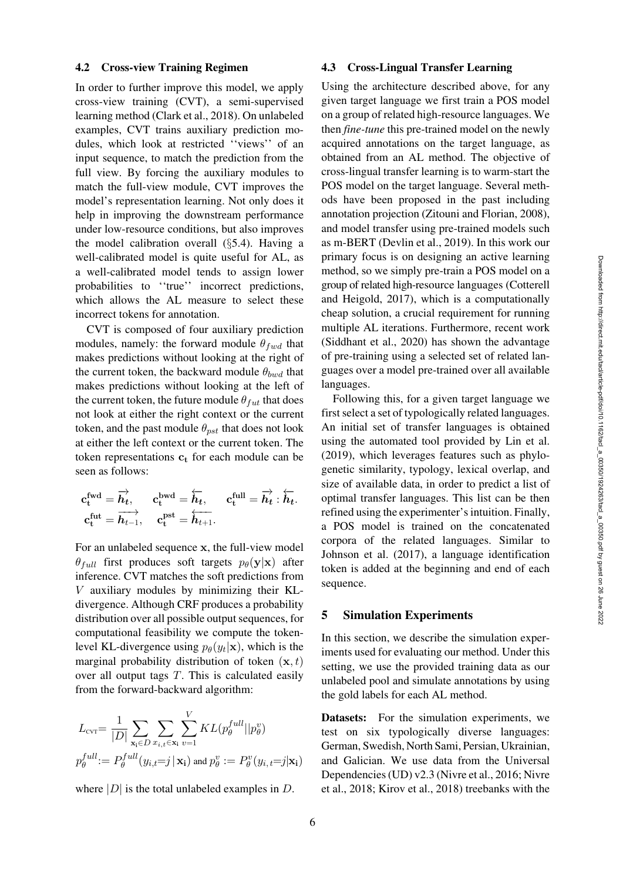### 4.2 Cross-view Training Regimen

In order to further improve this model, we apply cross-view training (CVT), a semi-supervised learning method (Clark et al., 2018). On unlabeled examples, CVT trains auxiliary prediction modules, which look at restricted ''views'' of an input sequence, to match the prediction from the full view. By forcing the auxiliary modules to match the full-view module, CVT improves the model's representation learning. Not only does it help in improving the downstream performance under low-resource conditions, but also improves the model calibration overall (§5.4). Having a well-calibrated model is quite useful for AL, as a well-calibrated model tends to assign lower probabilities to ''true'' incorrect predictions, which allows the AL measure to select these incorrect tokens for annotation.

CVT is composed of four auxiliary prediction modules, namely: the forward module $\theta_{fwd}$ that makes predictions without looking at the right of the current token, the backward module $\theta_{bwd}$ that makes predictions without looking at the left of the current token, the future module $\theta_{fut}$ that does not look at either the right context or the current token, and the past module $\theta_{pst}$ that does not look at either the left context or the current token. The token representations $\mathbf{c_t}$ for each module can be seen as follows:

$$
\mathbf{c_t^{fwd}} = \overrightarrow{\boldsymbol{h}_t}, \quad \mathbf{c_t^{bwd}} = \overleftarrow{\boldsymbol{h}_t}, \quad \mathbf{c_t^{full}} = \overrightarrow{\boldsymbol{h}_t} : \overleftarrow{\boldsymbol{h}_t}.
$$
$$
\mathbf{c_t^{fut}} = \overrightarrow{\boldsymbol{h}_{t-1}}, \quad \mathbf{c_t^{pst}} = \overleftarrow{\boldsymbol{h}_{t+1}}.
$$

For an unlabeled sequence $\mathbf{x}$, the full-view model $\theta_{full}$ first produces soft targets $p_\theta(\mathbf{y}|\mathbf{x})$ after inference. CVT matches the soft predictions from $V$ auxiliary modules by minimizing their KL-divergence. Although CRF produces a probability distribution over all possible output sequences, for computational feasibility we compute the token-level KL-divergence using $p_\theta(y_t|\mathbf{x})$, which is the marginal probability distribution of token $(\mathbf{x}, t)$ over all output tags $T$. This is calculated easily from the forward-backward algorithm:

$$
L_{\text{CVT}} = \frac{1}{|D|} \sum_{\mathbf{x_i} \in D} \sum_{x_{i,t} \in \mathbf{x_i}} \sum_{v=1}^{V} KL(p_\theta^{full} || p_\theta^{v})
$$
$$
p_\theta^{full} := P_\theta^{full}(y_{i,t}{=}j \,|\, \mathbf{x_i}) \text{ and } p_\theta^{v} := P_\theta^{v}(y_{i,t}{=}j|\mathbf{x_i})
$$

where $|D|$ is the total unlabeled examples in $D$.

### 4.3 Cross-Lingual Transfer Learning

Using the architecture described above, for any given target language we first train a POS model on a group of related high-resource languages. We then *fine-tune* this pre-trained model on the newly acquired annotations on the target language, as obtained from an AL method. The objective of cross-lingual transfer learning is to warm-start the POS model on the target language. Several methods have been proposed in the past including annotation projection (Zitouni and Florian, 2008), and model transfer using pre-trained models such as m-BERT (Devlin et al., 2019). In this work our primary focus is on designing an active learning method, so we simply pre-train a POS model on a group of related high-resource languages (Cotterell and Heigold, 2017), which is a computationally cheap solution, a crucial requirement for running multiple AL iterations. Furthermore, recent work (Siddhant et al., 2020) has shown the advantage of pre-training using a selected set of related languages over a model pre-trained over all available languages.

Following this, for a given target language we first select a set of typologically related languages. An initial set of transfer languages is obtained using the automated tool provided by Lin et al. (2019), which leverages features such as phylogenetic similarity, typology, lexical overlap, and size of available data, in order to predict a list of optimal transfer languages. This list can be then refined using the experimenter's intuition. Finally, a POS model is trained on the concatenated corpora of the related languages. Similar to Johnson et al. (2017), a language identification token is added at the beginning and end of each sequence.

## 5 Simulation Experiments

In this section, we describe the simulation experiments used for evaluating our method. Under this setting, we use the provided training data as our unlabeled pool and simulate annotations by using the gold labels for each AL method.

**Datasets:** For the simulation experiments, we test on six typologically diverse languages: German, Swedish, North Sami, Persian, Ukrainian, and Galician. We use data from the Universal Dependencies (UD) v2.3 (Nivre et al., 2016; Nivre et al., 2018; Kirov et al., 2018) treebanks with the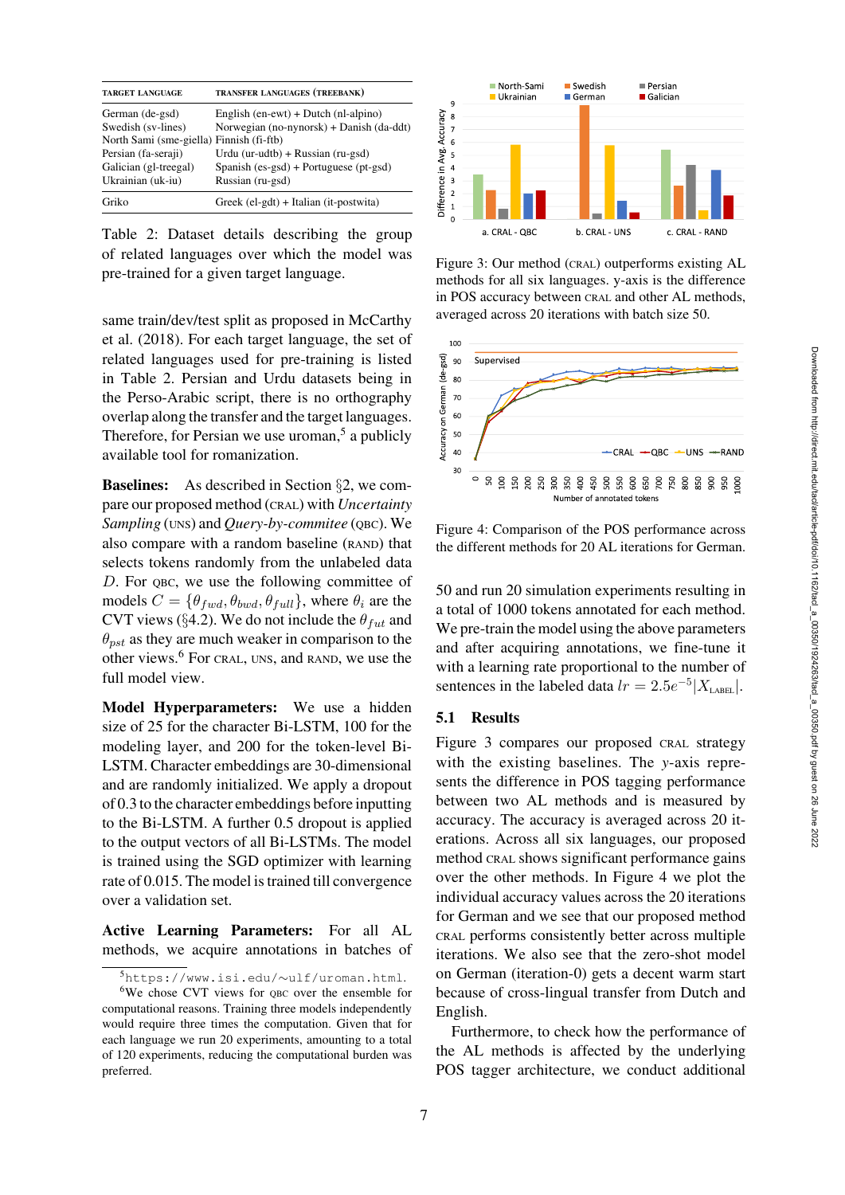| TARGET LANGUAGE | TRANSFER LANGUAGES (TREEBANK) |
|---|---|
| German (de-gsd) | English (en-ewt) + Dutch (nl-alpino) |
| Swedish (sv-lines) | Norwegian (no-nynorsk) + Danish (da-ddt) |
| North Sami (sme-giella) | Finnish (fi-ftb) |
| Persian (fa-seraji) | Urdu (ur-udtb) + Russian (ru-gsd) |
| Galician (gl-treegal) | Spanish (es-gsd) + Portuguese (pt-gsd) |
| Ukrainian (uk-iu) | Russian (ru-gsd) |
| Griko | Greek (el-gdt) + Italian (it-postwita) |

Table 2: Dataset details describing the group of related languages over which the model was pre-trained for a given target language.

same train/dev/test split as proposed in McCarthy et al. (2018). For each target language, the set of related languages used for pre-training is listed in Table 2. Persian and Urdu datasets being in the Perso-Arabic script, there is no orthography overlap along the transfer and the target languages. Therefore, for Persian we use uroman,[5] a publicly available tool for romanization.

**Baselines:** As described in Section §2, we compare our proposed method (CRAL) with *Uncertainty Sampling* (UNS) and *Query-by-commitee* (QBC). We also compare with a random baseline (RAND) that selects tokens randomly from the unlabeled data $D$. For QBC, we use the following committee of models $C = \{\theta_{fwd}, \theta_{bwd}, \theta_{full}\}$, where $\theta_i$ are the CVT views (§4.2). We do not include the $\theta_{fut}$ and $\theta_{pst}$ as they are much weaker in comparison to the other views.[6] For CRAL, UNS, and RAND, we use the full model view.

**Model Hyperparameters:** We use a hidden size of 25 for the character Bi-LSTM, 100 for the modeling layer, and 200 for the token-level Bi-LSTM. Character embeddings are 30-dimensional and are randomly initialized. We apply a dropout of 0.3 to the character embeddings before inputting to the Bi-LSTM. A further 0.5 dropout is applied to the output vectors of all Bi-LSTMs. The model is trained using the SGD optimizer with learning rate of 0.015. The model is trained till convergence over a validation set.

**Active Learning Parameters:** For all AL methods, we acquire annotations in batches of 50 and run 20 simulation experiments resulting in a total of 1000 tokens annotated for each method. We pre-train the model using the above parameters and after acquiring annotations, we fine-tune it with a learning rate proportional to the number of sentences in the labeled data $lr = 2.5e^{-5}|X_{\text{LABEL}}|$.

[5] https://www.isi.edu/~ulf/uroman.html.

[6] We chose CVT views for QBC over the ensemble for computational reasons. Training three models independently would require three times the computation. Given that for each language we run 20 experiments, amounting to a total of 120 experiments, reducing the computational burden was preferred.

Figure 3: Our method (CRAL) outperforms existing AL methods for all six languages. y-axis is the difference in POS accuracy between CRAL and other AL methods, averaged across 20 iterations with batch size 50.

Figure 4: Comparison of the POS performance across the different methods for 20 AL iterations for German.

## 5.1 Results

Figure 3 compares our proposed CRAL strategy with the existing baselines. The $y$-axis represents the difference in POS tagging performance between two AL methods and is measured by accuracy. The accuracy is averaged across 20 iterations. Across all six languages, our proposed method CRAL shows significant performance gains over the other methods. In Figure 4 we plot the individual accuracy values across the 20 iterations for German and we see that our proposed method CRAL performs consistently better across multiple iterations. We also see that the zero-shot model on German (iteration-0) gets a decent warm start because of cross-lingual transfer from Dutch and English.

Furthermore, to check how the performance of the AL methods is affected by the underlying POS tagger architecture, we conduct additional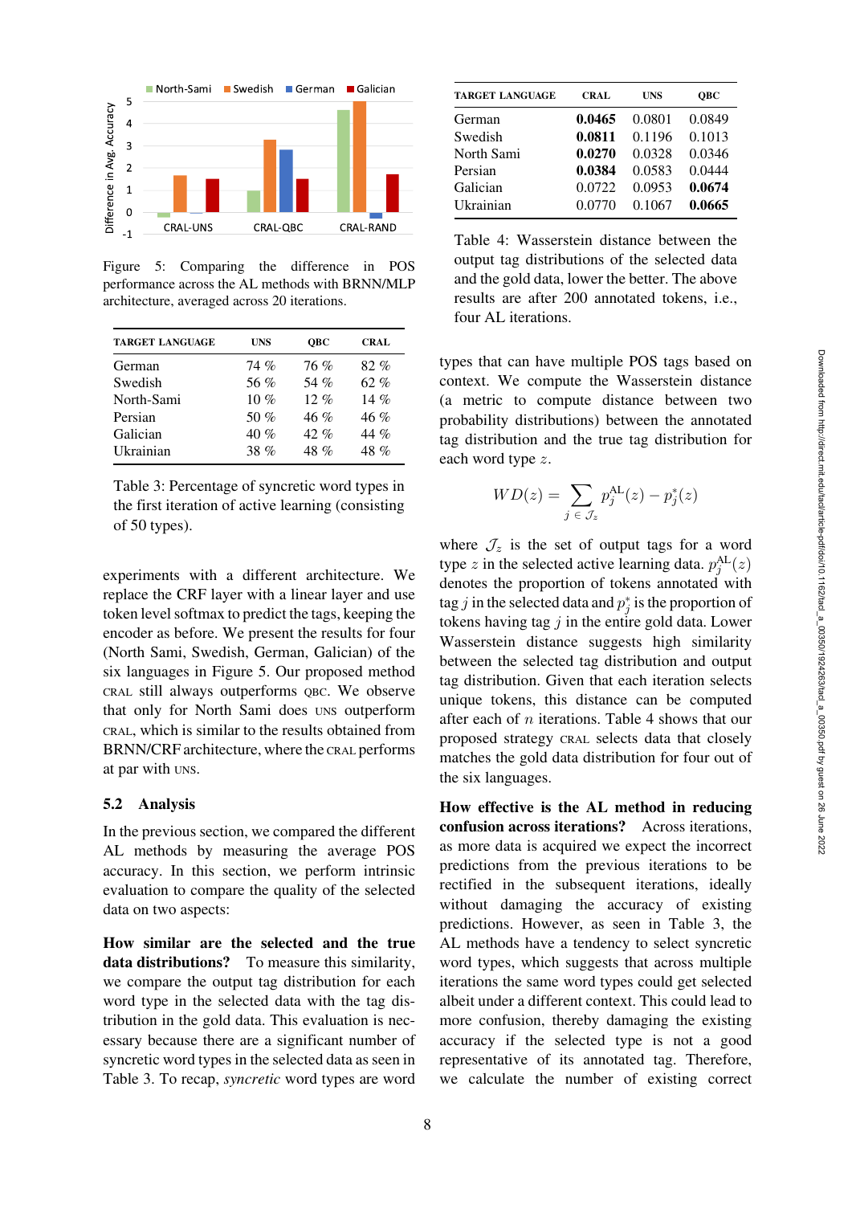Figure 5: Comparing the difference in POS performance across the AL methods with BRNN/MLP architecture, averaged across 20 iterations.

| TARGET LANGUAGE | UNS | QBC | CRAL |
|---|---|---|---|
| German | 74 % | 76 % | 82 % |
| Swedish | 56 % | 54 % | 62 % |
| North-Sami | 10 % | 12 % | 14 % |
| Persian | 50 % | 46 % | 46 % |
| Galician | 40 % | 42 % | 44 % |
| Ukrainian | 38 % | 48 % | 48 % |

Table 3: Percentage of syncretic word types in the first iteration of active learning (consisting of 50 types).

experiments with a different architecture. We replace the CRF layer with a linear layer and use token level softmax to predict the tags, keeping the encoder as before. We present the results for four (North Sami, Swedish, German, Galician) of the six languages in Figure 5. Our proposed method CRAL still always outperforms QBC. We observe that only for North Sami does UNS outperform CRAL, which is similar to the results obtained from BRNN/CRF architecture, where the CRAL performs at par with UNS.

### 5.2 Analysis

In the previous section, we compared the different AL methods by measuring the average POS accuracy. In this section, we perform intrinsic evaluation to compare the quality of the selected data on two aspects:

**How similar are the selected and the true data distributions?** To measure this similarity, we compare the output tag distribution for each word type in the selected data with the tag distribution in the gold data. This evaluation is necessary because there are a significant number of syncretic word types in the selected data as seen in Table 3. To recap, *syncretic* word types are word

| TARGET LANGUAGE | CRAL | UNS | QBC |
|---|---|---|---|
| German | **0.0465** | 0.0801 | 0.0849 |
| Swedish | **0.0811** | 0.1196 | 0.1013 |
| North Sami | **0.0270** | 0.0328 | 0.0346 |
| Persian | **0.0384** | 0.0583 | 0.0444 |
| Galician | 0.0722 | 0.0953 | **0.0674** |
| Ukrainian | 0.0770 | 0.1067 | **0.0665** |

Table 4: Wasserstein distance between the output tag distributions of the selected data and the gold data, lower the better. The above results are after 200 annotated tokens, i.e., four AL iterations.

types that can have multiple POS tags based on context. We compute the Wasserstein distance (a metric to compute distance between two probability distributions) between the annotated tag distribution and the true tag distribution for each word type $z$.

$$WD(z) = \sum_{j \in \mathcal{J}_z} p_j^{\text{AL}}(z) - p_j^*(z)$$

where $\mathcal{J}_z$ is the set of output tags for a word type $z$ in the selected active learning data. $p_j^{\text{AL}}(z)$ denotes the proportion of tokens annotated with tag $j$ in the selected data and $p_j^*$ is the proportion of tokens having tag $j$ in the entire gold data. Lower Wasserstein distance suggests high similarity between the selected tag distribution and output tag distribution. Given that each iteration selects unique tokens, this distance can be computed after each of $n$ iterations. Table 4 shows that our proposed strategy CRAL selects data that closely matches the gold data distribution for four out of the six languages.

**How effective is the AL method in reducing confusion across iterations?** Across iterations, as more data is acquired we expect the incorrect predictions from the previous iterations to be rectified in the subsequent iterations, ideally without damaging the accuracy of existing predictions. However, as seen in Table 3, the AL methods have a tendency to select syncretic word types, which suggests that across multiple iterations the same word types could get selected albeit under a different context. This could lead to more confusion, thereby damaging the existing accuracy if the selected type is not a good representative of its annotated tag. Therefore, we calculate the number of existing correct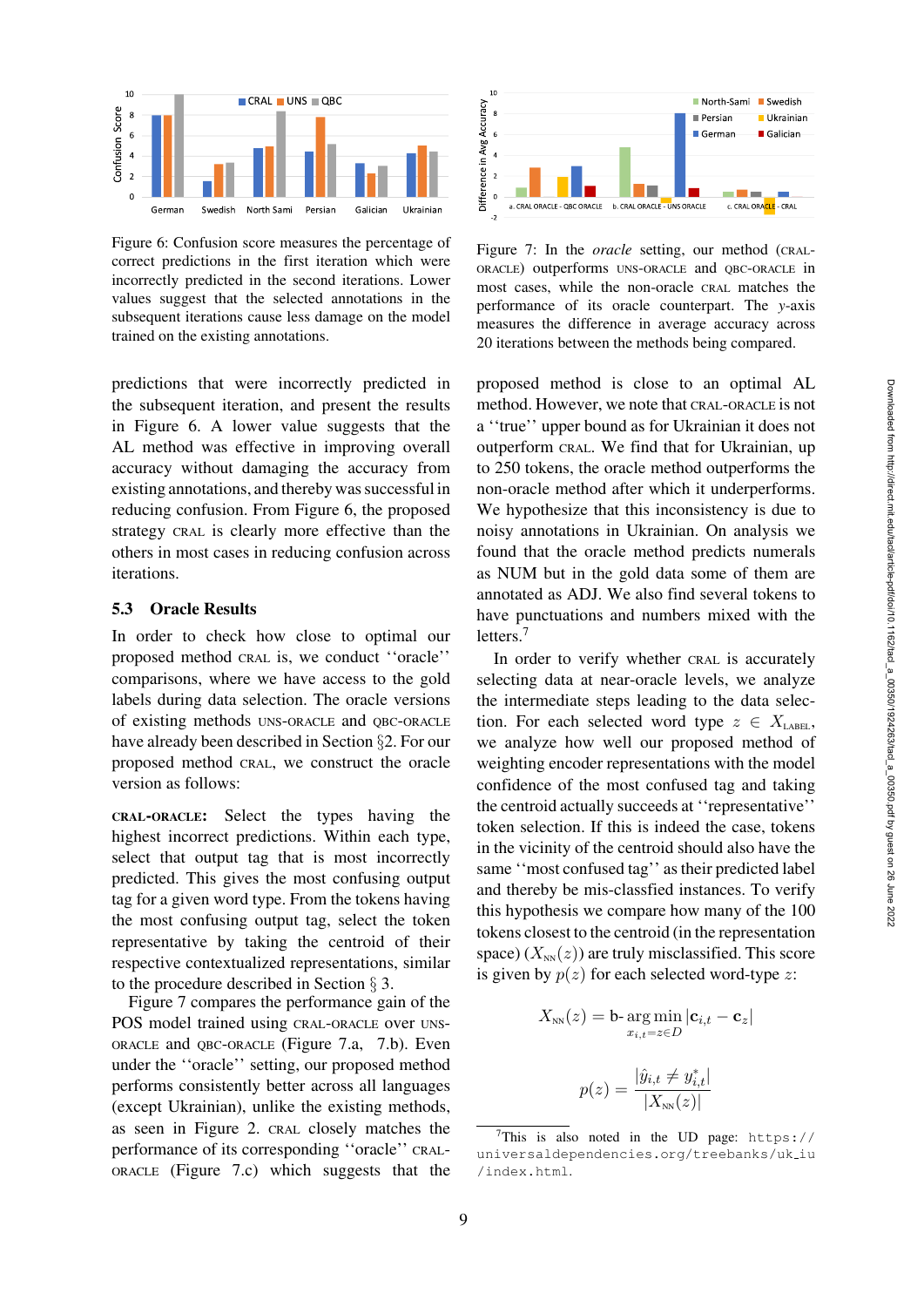Figure 6: Confusion score measures the percentage of correct predictions in the first iteration which were incorrectly predicted in the second iterations. Lower values suggest that the selected annotations in the subsequent iterations cause less damage on the model trained on the existing annotations.

Figure 7: In the *oracle* setting, our method (CRAL-ORACLE) outperforms UNS-ORACLE and QBC-ORACLE in most cases, while the non-oracle CRAL matches the performance of its oracle counterpart. The $y$-axis measures the difference in average accuracy across 20 iterations between the methods being compared.

predictions that were incorrectly predicted in the subsequent iteration, and present the results in Figure 6. A lower value suggests that the AL method was effective in improving overall accuracy without damaging the accuracy from existing annotations, and thereby was successful in reducing confusion. From Figure 6, the proposed strategy CRAL is clearly more effective than the others in most cases in reducing confusion across iterations.

### 5.3 Oracle Results

In order to check how close to optimal our proposed method CRAL is, we conduct ''oracle'' comparisons, where we have access to the gold labels during data selection. The oracle versions of existing methods UNS-ORACLE and QBC-ORACLE have already been described in Section §2. For our proposed method CRAL, we construct the oracle version as follows:

**CRAL-ORACLE:** Select the types having the highest incorrect predictions. Within each type, select that output tag that is most incorrectly predicted. This gives the most confusing output tag for a given word type. From the tokens having the most confusing output tag, select the token representative by taking the centroid of their respective contextualized representations, similar to the procedure described in Section § 3.

Figure 7 compares the performance gain of the POS model trained using CRAL-ORACLE over UNS-ORACLE and QBC-ORACLE (Figure 7.a, 7.b). Even under the ''oracle'' setting, our proposed method performs consistently better across all languages (except Ukrainian), unlike the existing methods, as seen in Figure 2. CRAL closely matches the performance of its corresponding ''oracle'' CRAL-ORACLE (Figure 7.c) which suggests that the proposed method is close to an optimal AL method. However, we note that CRAL-ORACLE is not a ''true'' upper bound as for Ukrainian it does not outperform CRAL. We find that for Ukrainian, up to 250 tokens, the oracle method outperforms the non-oracle method after which it underperforms. We hypothesize that this inconsistency is due to noisy annotations in Ukrainian. On analysis we found that the oracle method predicts numerals as NUM but in the gold data some of them are annotated as ADJ. We also find several tokens to have punctuations and numbers mixed with the letters.[7]

In order to verify whether CRAL is accurately selecting data at near-oracle levels, we analyze the intermediate steps leading to the data selection. For each selected word type $z \in X_{\text{LABEL}}$, we analyze how well our proposed method of weighting encoder representations with the model confidence of the most confused tag and taking the centroid actually succeeds at ''representative'' token selection. If this is indeed the case, tokens in the vicinity of the centroid should also have the same ''most confused tag'' as their predicted label and thereby be mis-classfied instances. To verify this hypothesis we compare how many of the 100 tokens closest to the centroid (in the representation space) ($X_{\text{NN}}(z)$) are truly misclassified. This score is given by $p(z)$ for each selected word-type $z$:

$$X_{\text{NN}}(z) = \text{b-}\operatorname*{arg\,min}_{x_{i,t}=z \in D} |\mathbf{c}_{i,t} - \mathbf{c}_z|$$

$$p(z) = \frac{|\hat{y}_{i,t} \neq y^*_{i,t}|}{|X_{\text{NN}}(z)|}$$

[7]This is also noted in the UD page: https://universaldependencies.org/treebanks/uk_iu/index.html.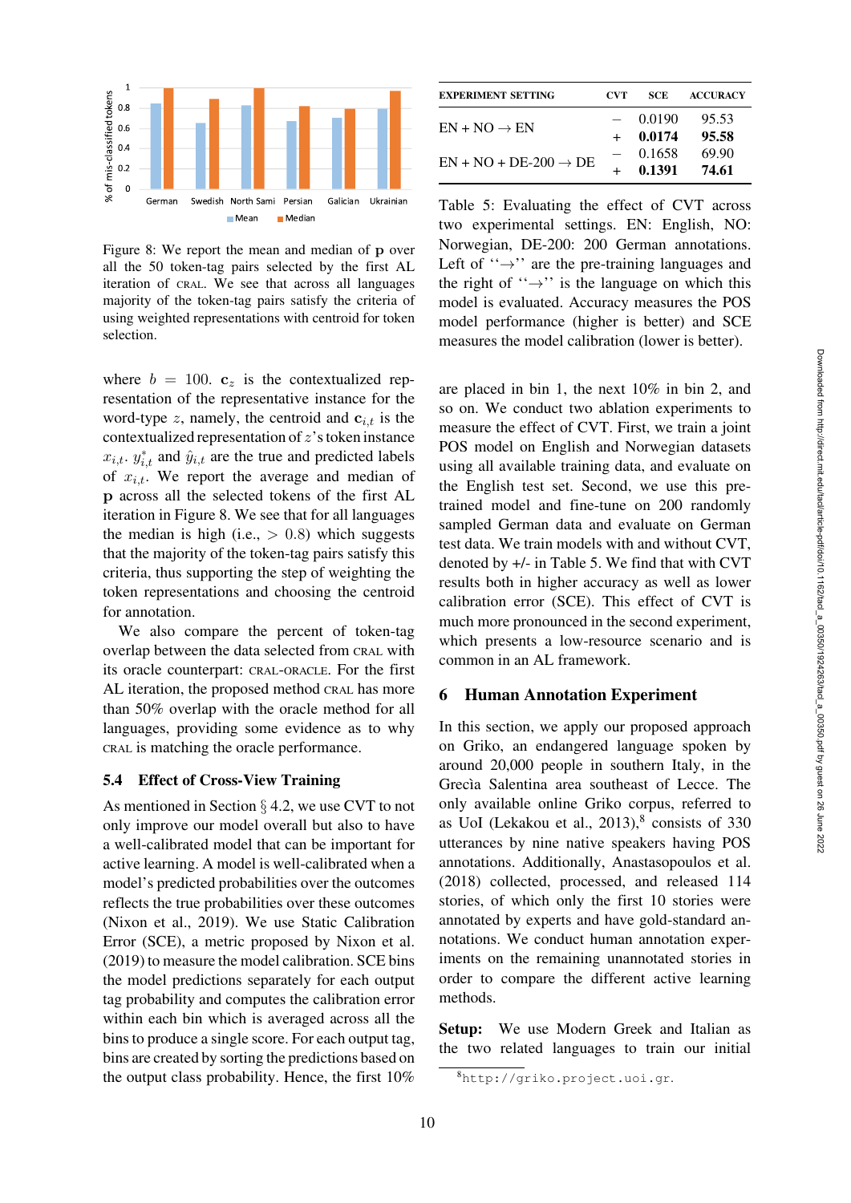Figure 8: We report the mean and median of $\mathbf{p}$ over all the 50 token-tag pairs selected by the first AL iteration of CRAL. We see that across all languages majority of the token-tag pairs satisfy the criteria of using weighted representations with centroid for token selection.

where $b = 100$. $\mathbf{c}_z$ is the contextualized representation of the representative instance for the word-type $z$, namely, the centroid and $\mathbf{c}_{i,t}$ is the contextualized representation of $z$'s token instance $x_{i,t}$. $y^*_{i,t}$ and $\hat{y}_{i,t}$ are the true and predicted labels of $x_{i,t}$. We report the average and median of $\mathbf{p}$ across all the selected tokens of the first AL iteration in Figure 8. We see that for all languages the median is high (i.e., $> 0.8$) which suggests that the majority of the token-tag pairs satisfy this criteria, thus supporting the step of weighting the token representations and choosing the centroid for annotation.

We also compare the percent of token-tag overlap between the data selected from CRAL with its oracle counterpart: CRAL-ORACLE. For the first AL iteration, the proposed method CRAL has more than 50% overlap with the oracle method for all languages, providing some evidence as to why CRAL is matching the oracle performance.

### 5.4 Effect of Cross-View Training

As mentioned in Section § 4.2, we use CVT to not only improve our model overall but also to have a well-calibrated model that can be important for active learning. A model is well-calibrated when a model's predicted probabilities over the outcomes reflects the true probabilities over these outcomes (Nixon et al., 2019). We use Static Calibration Error (SCE), a metric proposed by Nixon et al. (2019) to measure the model calibration. SCE bins the model predictions separately for each output tag probability and computes the calibration error within each bin which is averaged across all the bins to produce a single score. For each output tag, bins are created by sorting the predictions based on the output class probability. Hence, the first 10%

| EXPERIMENT SETTING | CVT | SCE | ACCURACY |
|---|---|---|---|
| EN + NO → EN | – | 0.0190 | 95.53 |
| | + | **0.0174** | **95.58** |
| EN + NO + DE-200 → DE | – | 0.1658 | 69.90 |
| | + | **0.1391** | **74.61** |

Table 5: Evaluating the effect of CVT across two experimental settings. EN: English, NO: Norwegian, DE-200: 200 German annotations. Left of ''→'' are the pre-training languages and the right of ''→'' is the language on which this model is evaluated. Accuracy measures the POS model performance (higher is better) and SCE measures the model calibration (lower is better).

are placed in bin 1, the next 10% in bin 2, and so on. We conduct two ablation experiments to measure the effect of CVT. First, we train a joint POS model on English and Norwegian datasets using all available training data, and evaluate on the English test set. Second, we use this pre-trained model and fine-tune on 200 randomly sampled German data and evaluate on German test data. We train models with and without CVT, denoted by +/- in Table 5. We find that with CVT results both in higher accuracy as well as lower calibration error (SCE). This effect of CVT is much more pronounced in the second experiment, which presents a low-resource scenario and is common in an AL framework.

## 6 Human Annotation Experiment

In this section, we apply our proposed approach on Griko, an endangered language spoken by around 20,000 people in southern Italy, in the Grecìa Salentina area southeast of Lecce. The only available online Griko corpus, referred to as UoI (Lekakou et al., 2013),[8] consists of 330 utterances by nine native speakers having POS annotations. Additionally, Anastasopoulos et al. (2018) collected, processed, and released 114 stories, of which only the first 10 stories were annotated by experts and have gold-standard annotations. We conduct human annotation experiments on the remaining unannotated stories in order to compare the different active learning methods.

**Setup:** We use Modern Greek and Italian as the two related languages to train our initial

[8] http://griko.project.uoi.gr.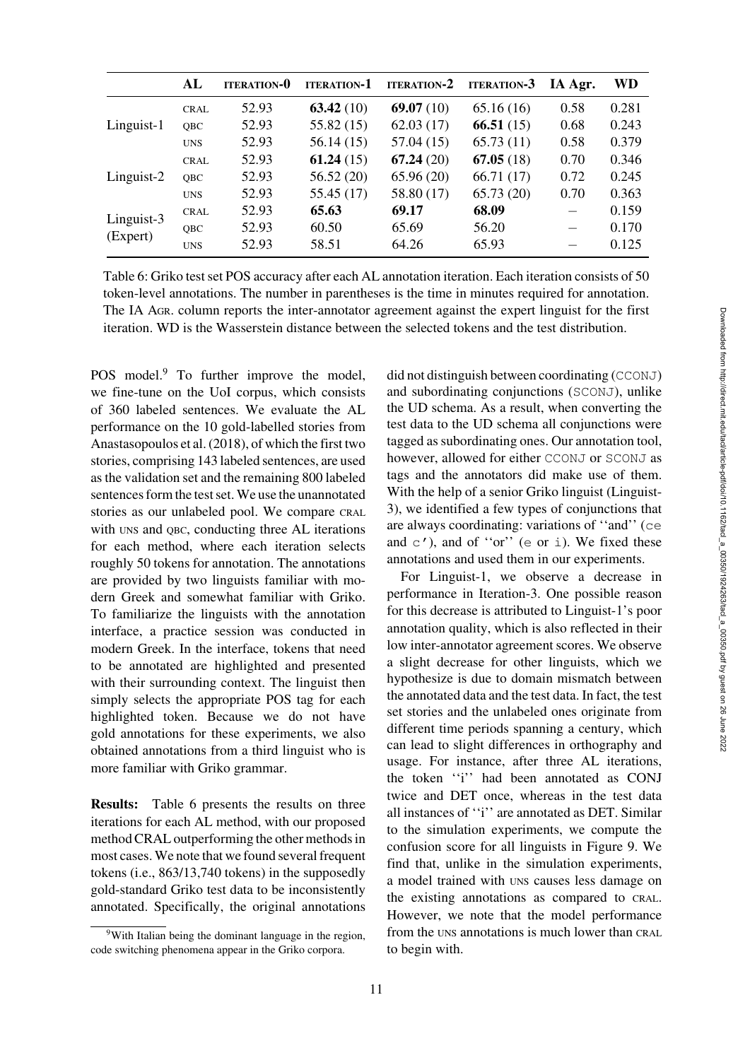|  | AL | ITERATION-0 | ITERATION-1 | ITERATION-2 | ITERATION-3 | IA Agr. | WD |
|---|---|---|---|---|---|---|---|
| Linguist-1 | CRAL | 52.93 | **63.42** (10) | **69.07** (10) | 65.16 (16) | 0.58 | 0.281 |
|  | QBC | 52.93 | 55.82 (15) | 62.03 (17) | **66.51** (15) | 0.68 | 0.243 |
|  | UNS | 52.93 | 56.14 (15) | 57.04 (15) | 65.73 (11) | 0.58 | 0.379 |
| Linguist-2 | CRAL | 52.93 | **61.24** (15) | **67.24** (20) | **67.05** (18) | 0.70 | 0.346 |
|  | QBC | 52.93 | 56.52 (20) | 65.96 (20) | 66.71 (17) | 0.72 | 0.245 |
|  | UNS | 52.93 | 55.45 (17) | 58.80 (17) | 65.73 (20) | 0.70 | 0.363 |
| Linguist-3 (Expert) | CRAL | 52.93 | **65.63** | **69.17** | **68.09** | – | 0.159 |
|  | QBC | 52.93 | 60.50 | 65.69 | 56.20 | – | 0.170 |
|  | UNS | 52.93 | 58.51 | 64.26 | 65.93 | – | 0.125 |

Table 6: Griko test set POS accuracy after each AL annotation iteration. Each iteration consists of 50 token-level annotations. The number in parentheses is the time in minutes required for annotation. The IA AGR. column reports the inter-annotator agreement against the expert linguist for the first iteration. WD is the Wasserstein distance between the selected tokens and the test distribution.

POS model.[9] To further improve the model, we fine-tune on the UoI corpus, which consists of 360 labeled sentences. We evaluate the AL performance on the 10 gold-labelled stories from Anastasopoulos et al. (2018), of which the first two stories, comprising 143 labeled sentences, are used as the validation set and the remaining 800 labeled sentences form the test set. We use the unannotated stories as our unlabeled pool. We compare CRAL with UNS and QBC, conducting three AL iterations for each method, where each iteration selects roughly 50 tokens for annotation. The annotations are provided by two linguists familiar with modern Greek and somewhat familiar with Griko. To familiarize the linguists with the annotation interface, a practice session was conducted in modern Greek. In the interface, tokens that need to be annotated are highlighted and presented with their surrounding context. The linguist then simply selects the appropriate POS tag for each highlighted token. Because we do not have gold annotations for these experiments, we also obtained annotations from a third linguist who is more familiar with Griko grammar.

**Results:** Table 6 presents the results on three iterations for each AL method, with our proposed method CRAL outperforming the other methods in most cases. We note that we found several frequent tokens (i.e., 863/13,740 tokens) in the supposedly gold-standard Griko test data to be inconsistently annotated. Specifically, the original annotations did not distinguish between coordinating (`CCONJ`) and subordinating conjunctions (`SCONJ`), unlike the UD schema. As a result, when converting the test data to the UD schema all conjunctions were tagged as subordinating ones. Our annotation tool, however, allowed for either `CCONJ` or `SCONJ` as tags and the annotators did make use of them. With the help of a senior Griko linguist (Linguist-3), we identified a few types of conjunctions that are always coordinating: variations of ''and'' (`ce` and `c'`), and of ''or'' (`e` or `i`). We fixed these annotations and used them in our experiments.

For Linguist-1, we observe a decrease in performance in Iteration-3. One possible reason for this decrease is attributed to Linguist-1's poor annotation quality, which is also reflected in their low inter-annotator agreement scores. We observe a slight decrease for other linguists, which we hypothesize is due to domain mismatch between the annotated data and the test data. In fact, the test set stories and the unlabeled ones originate from different time periods spanning a century, which can lead to slight differences in orthography and usage. For instance, after three AL iterations, the token ''i'' had been annotated as CONJ twice and DET once, whereas in the test data all instances of ''i'' are annotated as DET. Similar to the simulation experiments, we compute the confusion score for all linguists in Figure 9. We find that, unlike in the simulation experiments, a model trained with UNS causes less damage on the existing annotations as compared to CRAL. However, we note that the model performance from the UNS annotations is much lower than CRAL to begin with.

[9] With Italian being the dominant language in the region, code switching phenomena appear in the Griko corpora.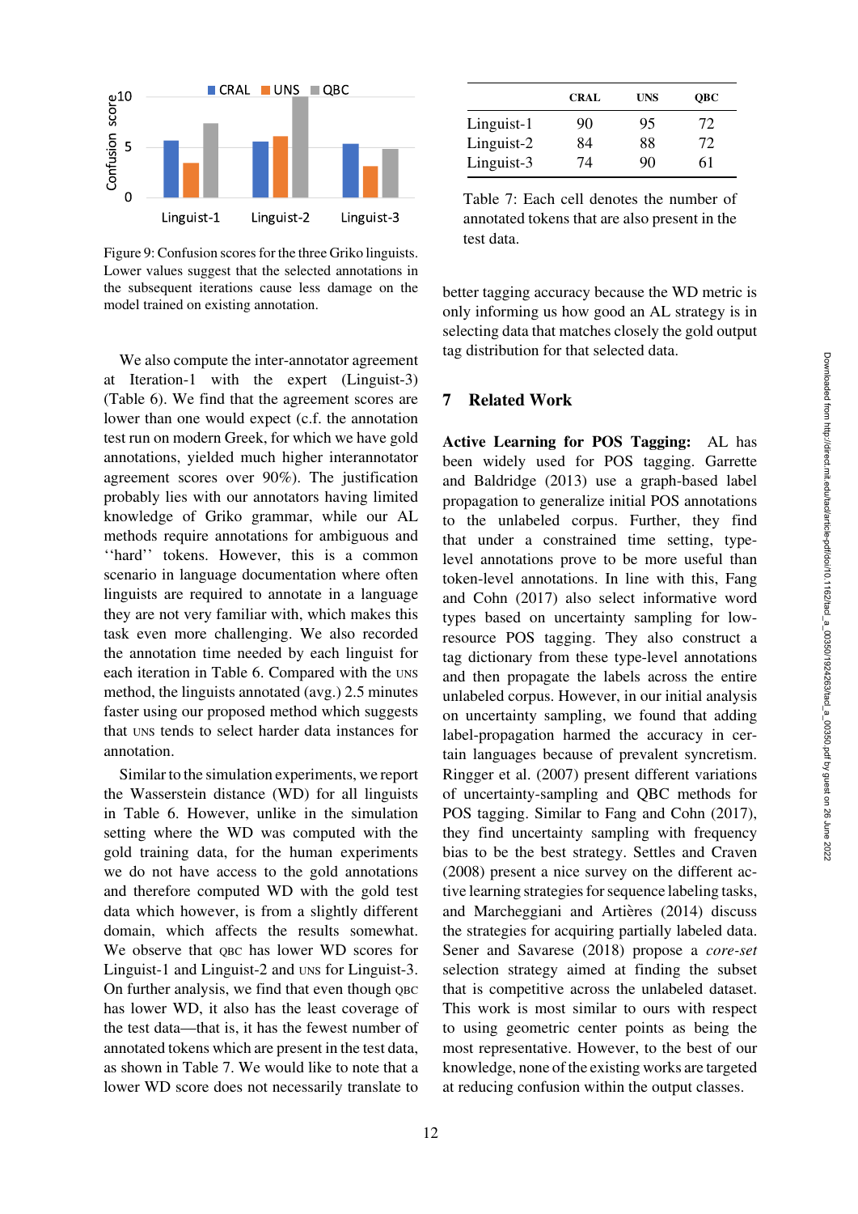Figure 9: Confusion scores for the three Griko linguists. Lower values suggest that the selected annotations in the subsequent iterations cause less damage on the model trained on existing annotation.

We also compute the inter-annotator agreement at Iteration-1 with the expert (Linguist-3) (Table 6). We find that the agreement scores are lower than one would expect (c.f. the annotation test run on modern Greek, for which we have gold annotations, yielded much higher interannotator agreement scores over 90%). The justification probably lies with our annotators having limited knowledge of Griko grammar, while our AL methods require annotations for ambiguous and ''hard'' tokens. However, this is a common scenario in language documentation where often linguists are required to annotate in a language they are not very familiar with, which makes this task even more challenging. We also recorded the annotation time needed by each linguist for each iteration in Table 6. Compared with the UNS method, the linguists annotated (avg.) 2.5 minutes faster using our proposed method which suggests that UNS tends to select harder data instances for annotation.

Similar to the simulation experiments, we report the Wasserstein distance (WD) for all linguists in Table 6. However, unlike in the simulation setting where the WD was computed with the gold training data, for the human experiments we do not have access to the gold annotations and therefore computed WD with the gold test data which however, is from a slightly different domain, which affects the results somewhat. We observe that QBC has lower WD scores for Linguist-1 and Linguist-2 and UNS for Linguist-3. On further analysis, we find that even though QBC has lower WD, it also has the least coverage of the test data—that is, it has the fewest number of annotated tokens which are present in the test data, as shown in Table 7. We would like to note that a lower WD score does not necessarily translate to better tagging accuracy because the WD metric is only informing us how good an AL strategy is in selecting data that matches closely the gold output tag distribution for that selected data.

| | CRAL | UNS | QBC |
|---|---|---|---|
| Linguist-1 | 90 | 95 | 72 |
| Linguist-2 | 84 | 88 | 72 |
| Linguist-3 | 74 | 90 | 61 |

Table 7: Each cell denotes the number of annotated tokens that are also present in the test data.

## 7 Related Work

**Active Learning for POS Tagging:** AL has been widely used for POS tagging. Garrette and Baldridge (2013) use a graph-based label propagation to generalize initial POS annotations to the unlabeled corpus. Further, they find that under a constrained time setting, type-level annotations prove to be more useful than token-level annotations. In line with this, Fang and Cohn (2017) also select informative word types based on uncertainty sampling for low-resource POS tagging. They also construct a tag dictionary from these type-level annotations and then propagate the labels across the entire unlabeled corpus. However, in our initial analysis on uncertainty sampling, we found that adding label-propagation harmed the accuracy in certain languages because of prevalent syncretism. Ringger et al. (2007) present different variations of uncertainty-sampling and QBC methods for POS tagging. Similar to Fang and Cohn (2017), they find uncertainty sampling with frequency bias to be the best strategy. Settles and Craven (2008) present a nice survey on the different active learning strategies for sequence labeling tasks, and Marcheggiani and Artières (2014) discuss the strategies for acquiring partially labeled data. Sener and Savarese (2018) propose a *core-set* selection strategy aimed at finding the subset that is competitive across the unlabeled dataset. This work is most similar to ours with respect to using geometric center points as being the most representative. However, to the best of our knowledge, none of the existing works are targeted at reducing confusion within the output classes.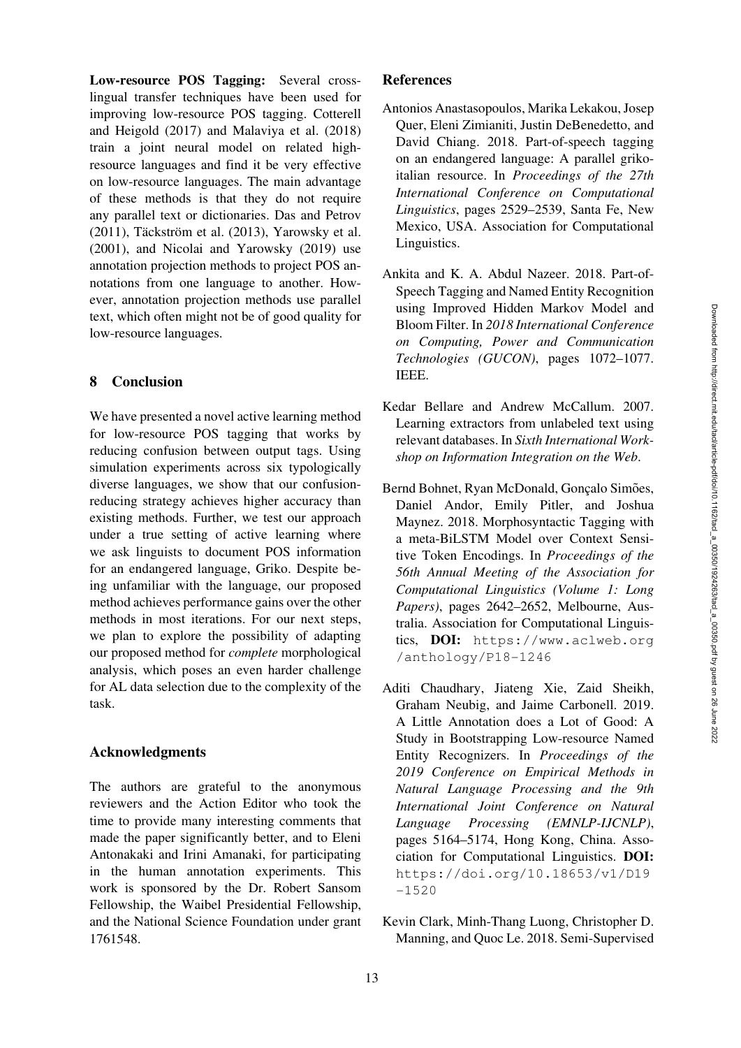**Low-resource POS Tagging:** Several cross-lingual transfer techniques have been used for improving low-resource POS tagging. Cotterell and Heigold (2017) and Malaviya et al. (2018) train a joint neural model on related high-resource languages and find it be very effective on low-resource languages. The main advantage of these methods is that they do not require any parallel text or dictionaries. Das and Petrov (2011), Täckström et al. (2013), Yarowsky et al. (2001), and Nicolai and Yarowsky (2019) use annotation projection methods to project POS annotations from one language to another. However, annotation projection methods use parallel text, which often might not be of good quality for low-resource languages.

## 8 Conclusion

We have presented a novel active learning method for low-resource POS tagging that works by reducing confusion between output tags. Using simulation experiments across six typologically diverse languages, we show that our confusion-reducing strategy achieves higher accuracy than existing methods. Further, we test our approach under a true setting of active learning where we ask linguists to document POS information for an endangered language, Griko. Despite being unfamiliar with the language, our proposed method achieves performance gains over the other methods in most iterations. For our next steps, we plan to explore the possibility of adapting our proposed method for *complete* morphological analysis, which poses an even harder challenge for AL data selection due to the complexity of the task.

## Acknowledgments

The authors are grateful to the anonymous reviewers and the Action Editor who took the time to provide many interesting comments that made the paper significantly better, and to Eleni Antonakaki and Irini Amanaki, for participating in the human annotation experiments. This work is sponsored by the Dr. Robert Sansom Fellowship, the Waibel Presidential Fellowship, and the National Science Foundation under grant 1761548.

## References

Antonios Anastasopoulos, Marika Lekakou, Josep Quer, Eleni Zimianiti, Justin DeBenedetto, and David Chiang. 2018. Part-of-speech tagging on an endangered language: A parallel griko-italian resource. In *Proceedings of the 27th International Conference on Computational Linguistics*, pages 2529–2539, Santa Fe, New Mexico, USA. Association for Computational Linguistics.

Ankita and K. A. Abdul Nazeer. 2018. Part-of-Speech Tagging and Named Entity Recognition using Improved Hidden Markov Model and Bloom Filter. In *2018 International Conference on Computing, Power and Communication Technologies (GUCON)*, pages 1072–1077. IEEE.

Kedar Bellare and Andrew McCallum. 2007. Learning extractors from unlabeled text using relevant databases. In *Sixth International Workshop on Information Integration on the Web*.

Bernd Bohnet, Ryan McDonald, Gonçalo Simões, Daniel Andor, Emily Pitler, and Joshua Maynez. 2018. Morphosyntactic Tagging with a meta-BiLSTM Model over Context Sensitive Token Encodings. In *Proceedings of the 56th Annual Meeting of the Association for Computational Linguistics (Volume 1: Long Papers)*, pages 2642–2652, Melbourne, Australia. Association for Computational Linguistics, **DOI:** https://www.aclweb.org/anthology/P18-1246

Aditi Chaudhary, Jiateng Xie, Zaid Sheikh, Graham Neubig, and Jaime Carbonell. 2019. A Little Annotation does a Lot of Good: A Study in Bootstrapping Low-resource Named Entity Recognizers. In *Proceedings of the 2019 Conference on Empirical Methods in Natural Language Processing and the 9th International Joint Conference on Natural Language Processing (EMNLP-IJCNLP)*, pages 5164–5174, Hong Kong, China. Association for Computational Linguistics. **DOI:** https://doi.org/10.18653/v1/D19-1520

Kevin Clark, Minh-Thang Luong, Christopher D. Manning, and Quoc Le. 2018. Semi-Supervised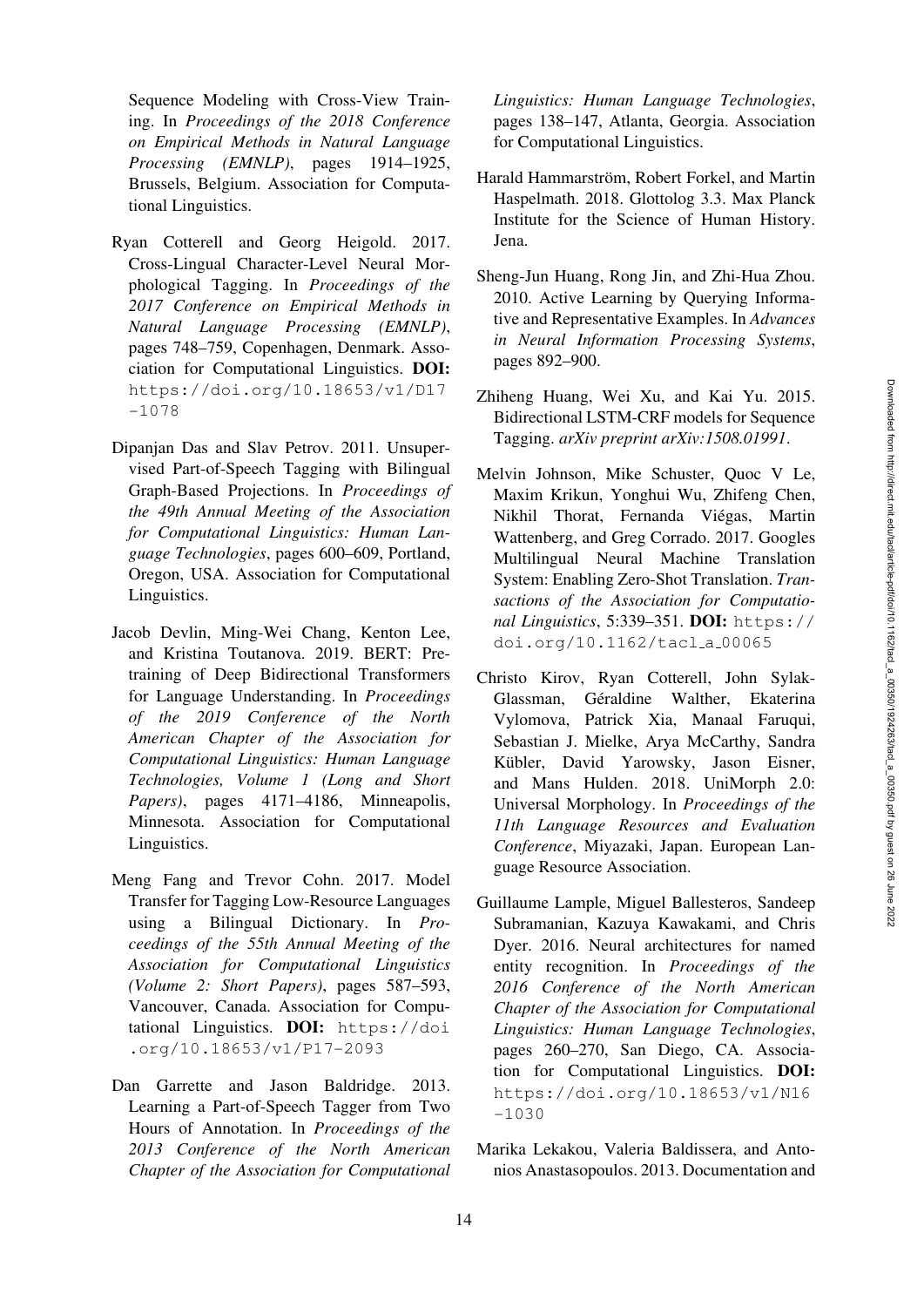Sequence Modeling with Cross-View Training. In *Proceedings of the 2018 Conference on Empirical Methods in Natural Language Processing (EMNLP)*, pages 1914–1925, Brussels, Belgium. Association for Computational Linguistics.

Ryan Cotterell and Georg Heigold. 2017. Cross-Lingual Character-Level Neural Morphological Tagging. In *Proceedings of the 2017 Conference on Empirical Methods in Natural Language Processing (EMNLP)*, pages 748–759, Copenhagen, Denmark. Association for Computational Linguistics. **DOI:** https://doi.org/10.18653/v1/D17-1078

Dipanjan Das and Slav Petrov. 2011. Unsupervised Part-of-Speech Tagging with Bilingual Graph-Based Projections. In *Proceedings of the 49th Annual Meeting of the Association for Computational Linguistics: Human Language Technologies*, pages 600–609, Portland, Oregon, USA. Association for Computational Linguistics.

Jacob Devlin, Ming-Wei Chang, Kenton Lee, and Kristina Toutanova. 2019. BERT: Pre-training of Deep Bidirectional Transformers for Language Understanding. In *Proceedings of the 2019 Conference of the North American Chapter of the Association for Computational Linguistics: Human Language Technologies, Volume 1 (Long and Short Papers)*, pages 4171–4186, Minneapolis, Minnesota. Association for Computational Linguistics.

Meng Fang and Trevor Cohn. 2017. Model Transfer for Tagging Low-Resource Languages using a Bilingual Dictionary. In *Proceedings of the 55th Annual Meeting of the Association for Computational Linguistics (Volume 2: Short Papers)*, pages 587–593, Vancouver, Canada. Association for Computational Linguistics. **DOI:** https://doi.org/10.18653/v1/P17-2093

Dan Garrette and Jason Baldridge. 2013. Learning a Part-of-Speech Tagger from Two Hours of Annotation. In *Proceedings of the 2013 Conference of the North American Chapter of the Association for Computational Linguistics: Human Language Technologies*, pages 138–147, Atlanta, Georgia. Association for Computational Linguistics.

Harald Hammarström, Robert Forkel, and Martin Haspelmath. 2018. Glottolog 3.3. Max Planck Institute for the Science of Human History. Jena.

Sheng-Jun Huang, Rong Jin, and Zhi-Hua Zhou. 2010. Active Learning by Querying Informative and Representative Examples. In *Advances in Neural Information Processing Systems*, pages 892–900.

Zhiheng Huang, Wei Xu, and Kai Yu. 2015. Bidirectional LSTM-CRF models for Sequence Tagging. *arXiv preprint arXiv:1508.01991*.

Melvin Johnson, Mike Schuster, Quoc V Le, Maxim Krikun, Yonghui Wu, Zhifeng Chen, Nikhil Thorat, Fernanda Viégas, Martin Wattenberg, and Greg Corrado. 2017. Googles Multilingual Neural Machine Translation System: Enabling Zero-Shot Translation. *Transactions of the Association for Computational Linguistics*, 5:339–351. **DOI:** https://doi.org/10.1162/tacl_a_00065

Christo Kirov, Ryan Cotterell, John Sylak-Glassman, Géraldine Walther, Ekaterina Vylomova, Patrick Xia, Manaal Faruqui, Sebastian J. Mielke, Arya McCarthy, Sandra Kübler, David Yarowsky, Jason Eisner, and Mans Hulden. 2018. UniMorph 2.0: Universal Morphology. In *Proceedings of the 11th Language Resources and Evaluation Conference*, Miyazaki, Japan. European Language Resource Association.

Guillaume Lample, Miguel Ballesteros, Sandeep Subramanian, Kazuya Kawakami, and Chris Dyer. 2016. Neural architectures for named entity recognition. In *Proceedings of the 2016 Conference of the North American Chapter of the Association for Computational Linguistics: Human Language Technologies*, pages 260–270, San Diego, CA. Association for Computational Linguistics. **DOI:** https://doi.org/10.18653/v1/N16-1030

Marika Lekakou, Valeria Baldissera, and Antonios Anastasopoulos. 2013. Documentation and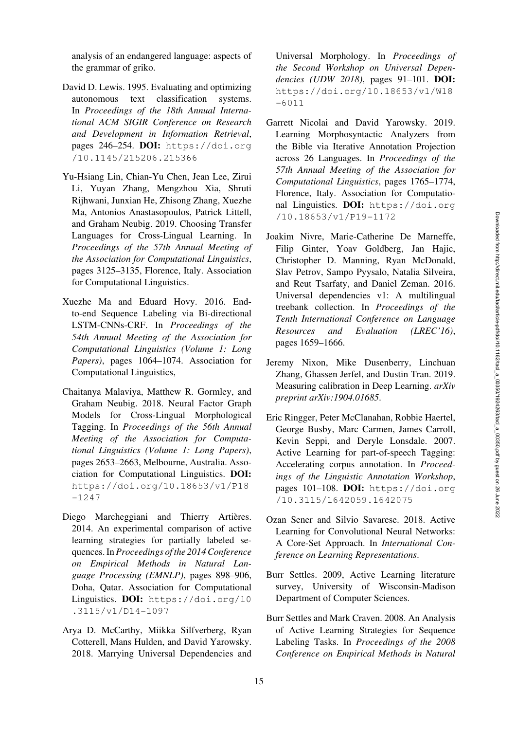analysis of an endangered language: aspects of the grammar of griko.

David D. Lewis. 1995. Evaluating and optimizing autonomous text classification systems. In *Proceedings of the 18th Annual International ACM SIGIR Conference on Research and Development in Information Retrieval*, pages 246–254. **DOI:** https://doi.org/10.1145/215206.215366

Yu-Hsiang Lin, Chian-Yu Chen, Jean Lee, Zirui Li, Yuyan Zhang, Mengzhou Xia, Shruti Rijhwani, Junxian He, Zhisong Zhang, Xuezhe Ma, Antonios Anastasopoulos, Patrick Littell, and Graham Neubig. 2019. Choosing Transfer Languages for Cross-Lingual Learning. In *Proceedings of the 57th Annual Meeting of the Association for Computational Linguistics*, pages 3125–3135, Florence, Italy. Association for Computational Linguistics.

Xuezhe Ma and Eduard Hovy. 2016. End-to-end Sequence Labeling via Bi-directional LSTM-CNNs-CRF. In *Proceedings of the 54th Annual Meeting of the Association for Computational Linguistics (Volume 1: Long Papers)*, pages 1064–1074. Association for Computational Linguistics,

Chaitanya Malaviya, Matthew R. Gormley, and Graham Neubig. 2018. Neural Factor Graph Models for Cross-Lingual Morphological Tagging. In *Proceedings of the 56th Annual Meeting of the Association for Computational Linguistics (Volume 1: Long Papers)*, pages 2653–2663, Melbourne, Australia. Association for Computational Linguistics. **DOI:** https://doi.org/10.18653/v1/P18-1247

Diego Marcheggiani and Thierry Artières. 2014. An experimental comparison of active learning strategies for partially labeled sequences. In *Proceedings of the 2014 Conference on Empirical Methods in Natural Language Processing (EMNLP)*, pages 898–906, Doha, Qatar. Association for Computational Linguistics. **DOI:** https://doi.org/10.3115/v1/D14-1097

Arya D. McCarthy, Miikka Silfverberg, Ryan Cotterell, Mans Hulden, and David Yarowsky. 2018. Marrying Universal Dependencies and Universal Morphology. In *Proceedings of the Second Workshop on Universal Dependencies (UDW 2018)*, pages 91–101. **DOI:** https://doi.org/10.18653/v1/W18-6011

Garrett Nicolai and David Yarowsky. 2019. Learning Morphosyntactic Analyzers from the Bible via Iterative Annotation Projection across 26 Languages. In *Proceedings of the 57th Annual Meeting of the Association for Computational Linguistics*, pages 1765–1774, Florence, Italy. Association for Computational Linguistics. **DOI:** https://doi.org/10.18653/v1/P19-1172

Joakim Nivre, Marie-Catherine De Marneffe, Filip Ginter, Yoav Goldberg, Jan Hajic, Christopher D. Manning, Ryan McDonald, Slav Petrov, Sampo Pyysalo, Natalia Silveira, and Reut Tsarfaty, and Daniel Zeman. 2016. Universal dependencies v1: A multilingual treebank collection. In *Proceedings of the Tenth International Conference on Language Resources and Evaluation (LREC'16)*, pages 1659–1666.

Jeremy Nixon, Mike Dusenberry, Linchuan Zhang, Ghassen Jerfel, and Dustin Tran. 2019. Measuring calibration in Deep Learning. *arXiv preprint arXiv:1904.01685*.

Eric Ringger, Peter McClanahan, Robbie Haertel, George Busby, Marc Carmen, James Carroll, Kevin Seppi, and Deryle Lonsdale. 2007. Active Learning for part-of-speech Tagging: Accelerating corpus annotation. In *Proceedings of the Linguistic Annotation Workshop*, pages 101–108. **DOI:** https://doi.org/10.3115/1642059.1642075

Ozan Sener and Silvio Savarese. 2018. Active Learning for Convolutional Neural Networks: A Core-Set Approach. In *International Conference on Learning Representations*.

Burr Settles. 2009, Active Learning literature survey, University of Wisconsin-Madison Department of Computer Sciences.

Burr Settles and Mark Craven. 2008. An Analysis of Active Learning Strategies for Sequence Labeling Tasks. In *Proceedings of the 2008 Conference on Empirical Methods in Natural*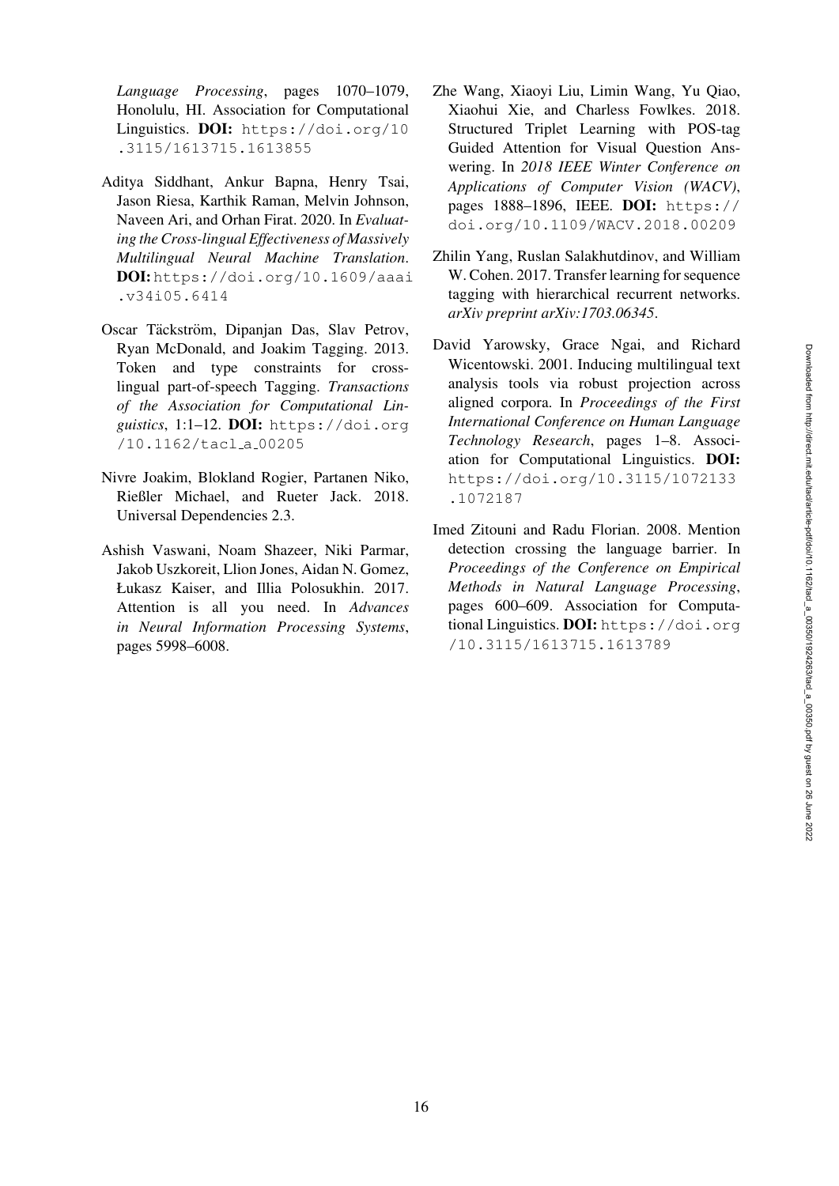*Language Processing*, pages 1070–1079, Honolulu, HI. Association for Computational Linguistics. **DOI:** https://doi.org/10.3115/1613715.1613855

Aditya Siddhant, Ankur Bapna, Henry Tsai, Jason Riesa, Karthik Raman, Melvin Johnson, Naveen Ari, and Orhan Firat. 2020. In *Evaluating the Cross-lingual Effectiveness of Massively Multilingual Neural Machine Translation*. **DOI:** https://doi.org/10.1609/aaai.v34i05.6414

Oscar Täckström, Dipanjan Das, Slav Petrov, Ryan McDonald, and Joakim Tagging. 2013. Token and type constraints for cross-lingual part-of-speech Tagging. *Transactions of the Association for Computational Linguistics*, 1:1–12. **DOI:** https://doi.org/10.1162/tacl_a_00205

Nivre Joakim, Blokland Rogier, Partanen Niko, Rießler Michael, and Rueter Jack. 2018. Universal Dependencies 2.3.

Ashish Vaswani, Noam Shazeer, Niki Parmar, Jakob Uszkoreit, Llion Jones, Aidan N. Gomez, Łukasz Kaiser, and Illia Polosukhin. 2017. Attention is all you need. In *Advances in Neural Information Processing Systems*, pages 5998–6008.

Zhe Wang, Xiaoyi Liu, Limin Wang, Yu Qiao, Xiaohui Xie, and Charless Fowlkes. 2018. Structured Triplet Learning with POS-tag Guided Attention for Visual Question Answering. In *2018 IEEE Winter Conference on Applications of Computer Vision (WACV)*, pages 1888–1896, IEEE. **DOI:** https://doi.org/10.1109/WACV.2018.00209

Zhilin Yang, Ruslan Salakhutdinov, and William W. Cohen. 2017. Transfer learning for sequence tagging with hierarchical recurrent networks. *arXiv preprint arXiv:1703.06345*.

David Yarowsky, Grace Ngai, and Richard Wicentowski. 2001. Inducing multilingual text analysis tools via robust projection across aligned corpora. In *Proceedings of the First International Conference on Human Language Technology Research*, pages 1–8. Association for Computational Linguistics. **DOI:** https://doi.org/10.3115/1072133.1072187

Imed Zitouni and Radu Florian. 2008. Mention detection crossing the language barrier. In *Proceedings of the Conference on Empirical Methods in Natural Language Processing*, pages 600–609. Association for Computational Linguistics. **DOI:** https://doi.org/10.3115/1613715.1613789